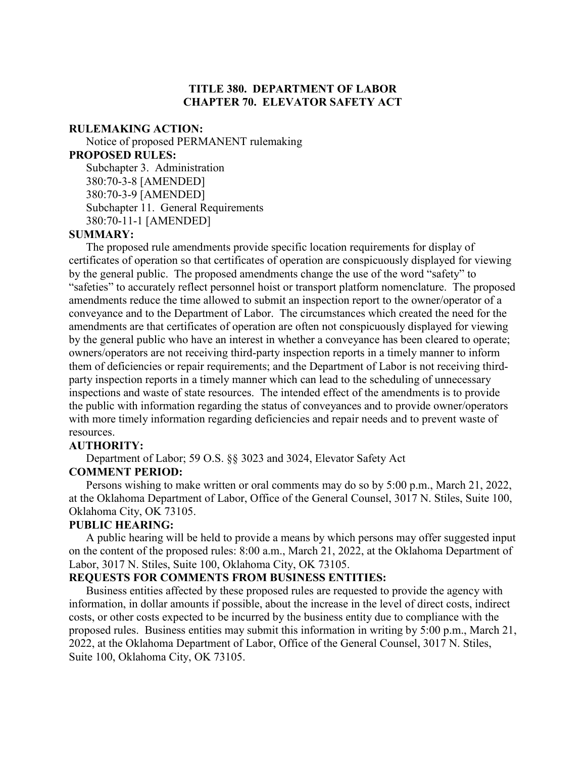# TITLE 380. DEPARTMENT OF LABOR
# CHAPTER 70. ELEVATOR SAFETY ACT

**RULEMAKING ACTION:**

Notice of proposed PERMANENT rulemaking

**PROPOSED RULES:**

Subchapter 3. Administration
380:70-3-8 [AMENDED]
380:70-3-9 [AMENDED]
Subchapter 11. General Requirements
380:70-11-1 [AMENDED]

**SUMMARY:**

The proposed rule amendments provide specific location requirements for display of certificates of operation so that certificates of operation are conspicuously displayed for viewing by the general public. The proposed amendments change the use of the word "safety" to "safeties" to accurately reflect personnel hoist or transport platform nomenclature. The proposed amendments reduce the time allowed to submit an inspection report to the owner/operator of a conveyance and to the Department of Labor. The circumstances which created the need for the amendments are that certificates of operation are often not conspicuously displayed for viewing by the general public who have an interest in whether a conveyance has been cleared to operate; owners/operators are not receiving third-party inspection reports in a timely manner to inform them of deficiencies or repair requirements; and the Department of Labor is not receiving third-party inspection reports in a timely manner which can lead to the scheduling of unnecessary inspections and waste of state resources. The intended effect of the amendments is to provide the public with information regarding the status of conveyances and to provide owner/operators with more timely information regarding deficiencies and repair needs and to prevent waste of resources.

**AUTHORITY:**

Department of Labor; 59 O.S. §§ 3023 and 3024, Elevator Safety Act

**COMMENT PERIOD:**

Persons wishing to make written or oral comments may do so by 5:00 p.m., March 21, 2022, at the Oklahoma Department of Labor, Office of the General Counsel, 3017 N. Stiles, Suite 100, Oklahoma City, OK 73105.

**PUBLIC HEARING:**

A public hearing will be held to provide a means by which persons may offer suggested input on the content of the proposed rules: 8:00 a.m., March 21, 2022, at the Oklahoma Department of Labor, 3017 N. Stiles, Suite 100, Oklahoma City, OK 73105.

**REQUESTS FOR COMMENTS FROM BUSINESS ENTITIES:**

Business entities affected by these proposed rules are requested to provide the agency with information, in dollar amounts if possible, about the increase in the level of direct costs, indirect costs, or other costs expected to be incurred by the business entity due to compliance with the proposed rules. Business entities may submit this information in writing by 5:00 p.m., March 21, 2022, at the Oklahoma Department of Labor, Office of the General Counsel, 3017 N. Stiles, Suite 100, Oklahoma City, OK 73105.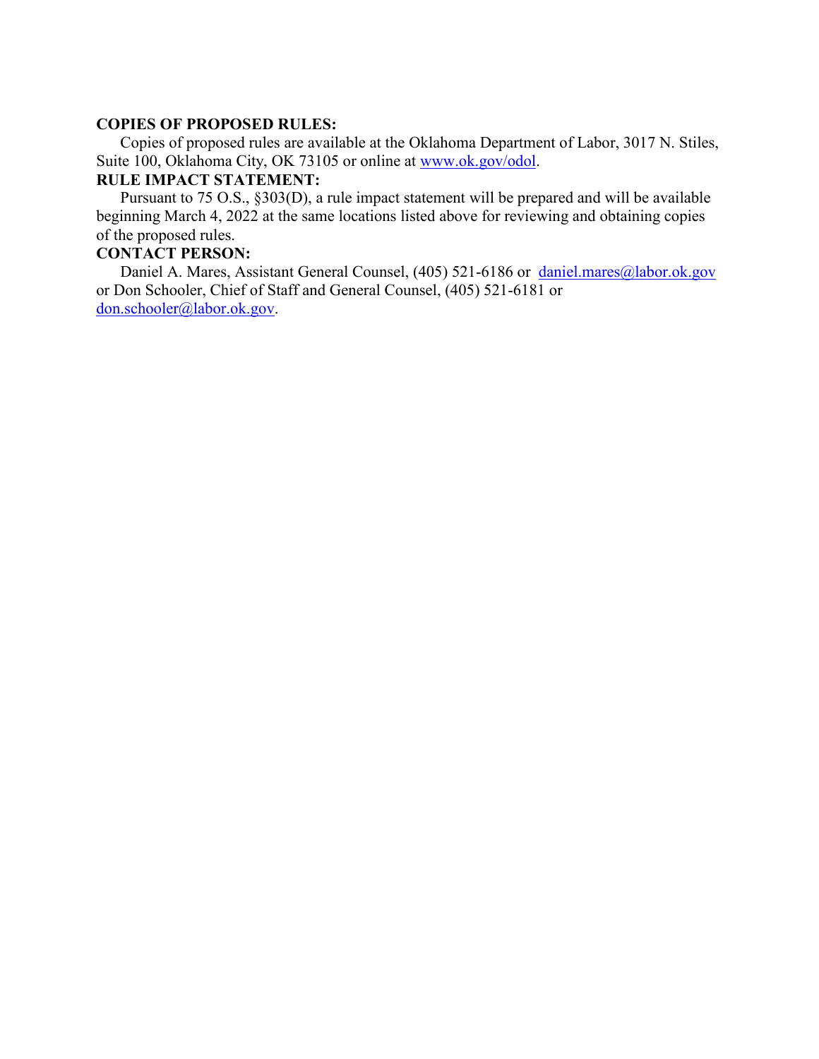**COPIES OF PROPOSED RULES:**

Copies of proposed rules are available at the Oklahoma Department of Labor, 3017 N. Stiles, Suite 100, Oklahoma City, OK 73105 or online at www.ok.gov/odol.

**RULE IMPACT STATEMENT:**

Pursuant to 75 O.S., §303(D), a rule impact statement will be prepared and will be available beginning March 4, 2022 at the same locations listed above for reviewing and obtaining copies of the proposed rules.

**CONTACT PERSON:**

Daniel A. Mares, Assistant General Counsel, (405) 521-6186 or daniel.mares@labor.ok.gov or Don Schooler, Chief of Staff and General Counsel, (405) 521-6181 or don.schooler@labor.ok.gov.